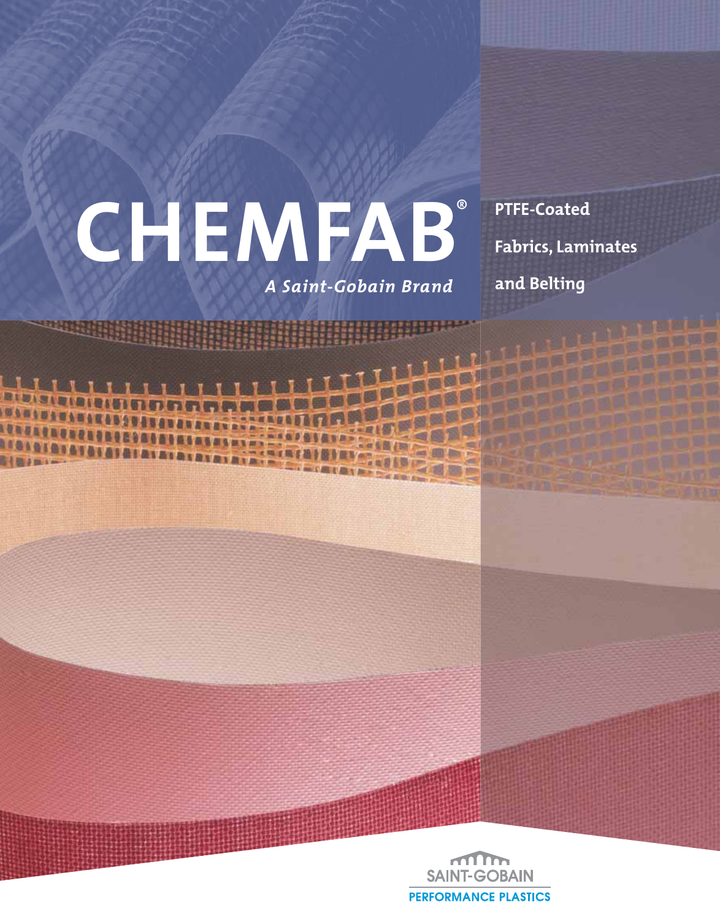# CHEMFAB®

*A Saint-Gobain Brand*

**PTFE-Coated Fabrics, Laminates and Belting**

SAINT-GOBAIN
PERFORMANCE PLASTICS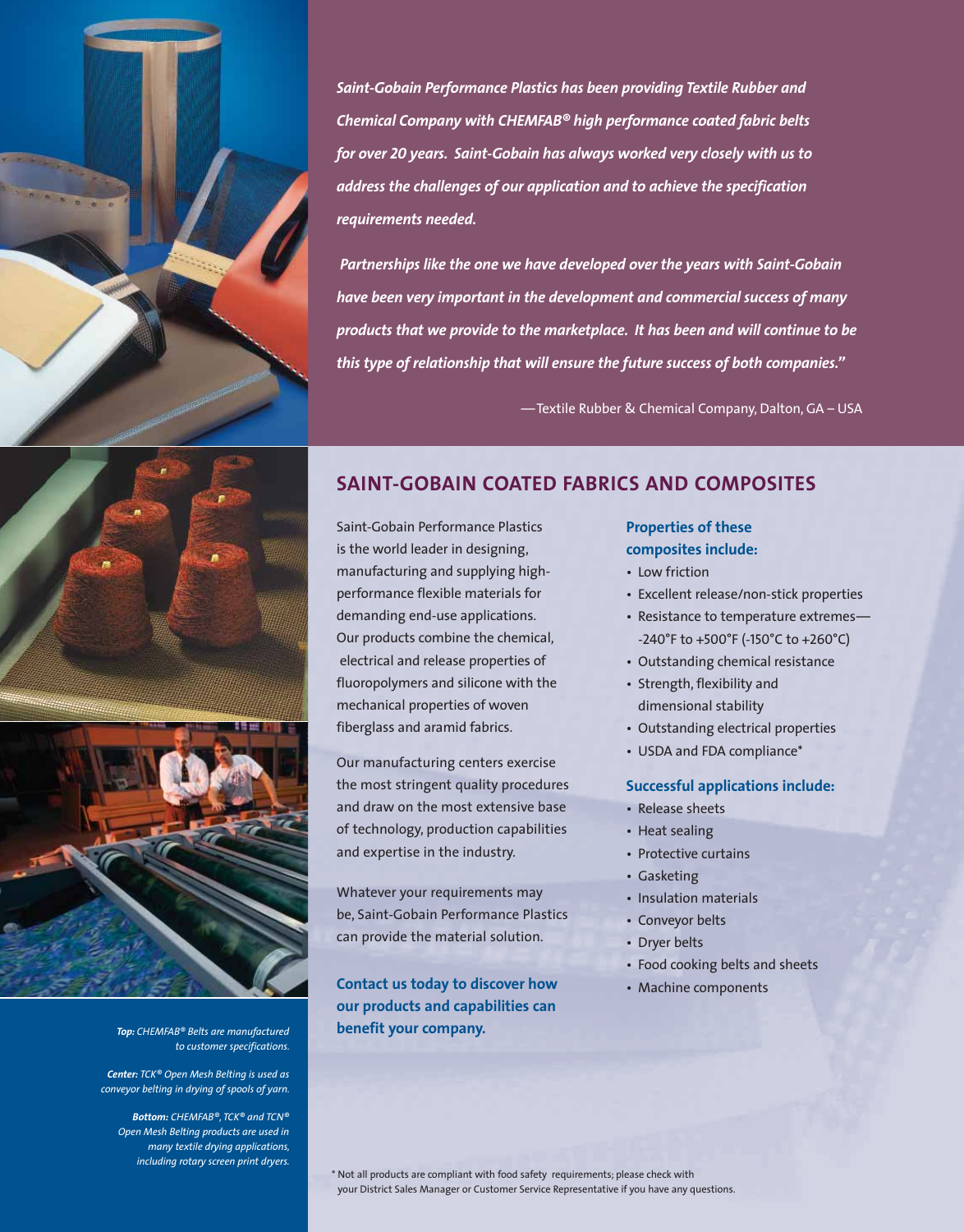*Saint-Gobain Performance Plastics has been providing Textile Rubber and Chemical Company with CHEMFAB® high performance coated fabric belts for over 20 years. Saint-Gobain has always worked very closely with us to address the challenges of our application and to achieve the specification requirements needed.*

*Partnerships like the one we have developed over the years with Saint-Gobain have been very important in the development and commercial success of many products that we provide to the marketplace. It has been and will continue to be this type of relationship that will ensure the future success of both companies."*

—Textile Rubber & Chemical Company, Dalton, GA – USA

## SAINT-GOBAIN COATED FABRICS AND COMPOSITES

Saint-Gobain Performance Plastics is the world leader in designing, manufacturing and supplying high-performance flexible materials for demanding end-use applications. Our products combine the chemical, electrical and release properties of fluoropolymers and silicone with the mechanical properties of woven fiberglass and aramid fabrics.

Our manufacturing centers exercise the most stringent quality procedures and draw on the most extensive base of technology, production capabilities and expertise in the industry.

Whatever your requirements may be, Saint-Gobain Performance Plastics can provide the material solution.

**Contact us today to discover how our products and capabilities can benefit your company.**

### Properties of these composites include:

- Low friction
- Excellent release/non-stick properties
- Resistance to temperature extremes—-240°F to +500°F (-150°C to +260°C)
- Outstanding chemical resistance
- Strength, flexibility and dimensional stability
- Outstanding electrical properties
- USDA and FDA compliance*

### Successful applications include:

- Release sheets
- Heat sealing
- Protective curtains
- Gasketing
- Insulation materials
- Conveyor belts
- Dryer belts
- Food cooking belts and sheets
- Machine components

***Top:*** *CHEMFAB® Belts are manufactured to customer specifications.*

***Center:*** *TCK® Open Mesh Belting is used as conveyor belting in drying of spools of yarn.*

***Bottom:*** *CHEMFAB®, TCK® and TCN® Open Mesh Belting products are used in many textile drying applications, including rotary screen print dryers.*

\* Not all products are compliant with food safety requirements; please check with your District Sales Manager or Customer Service Representative if you have any questions.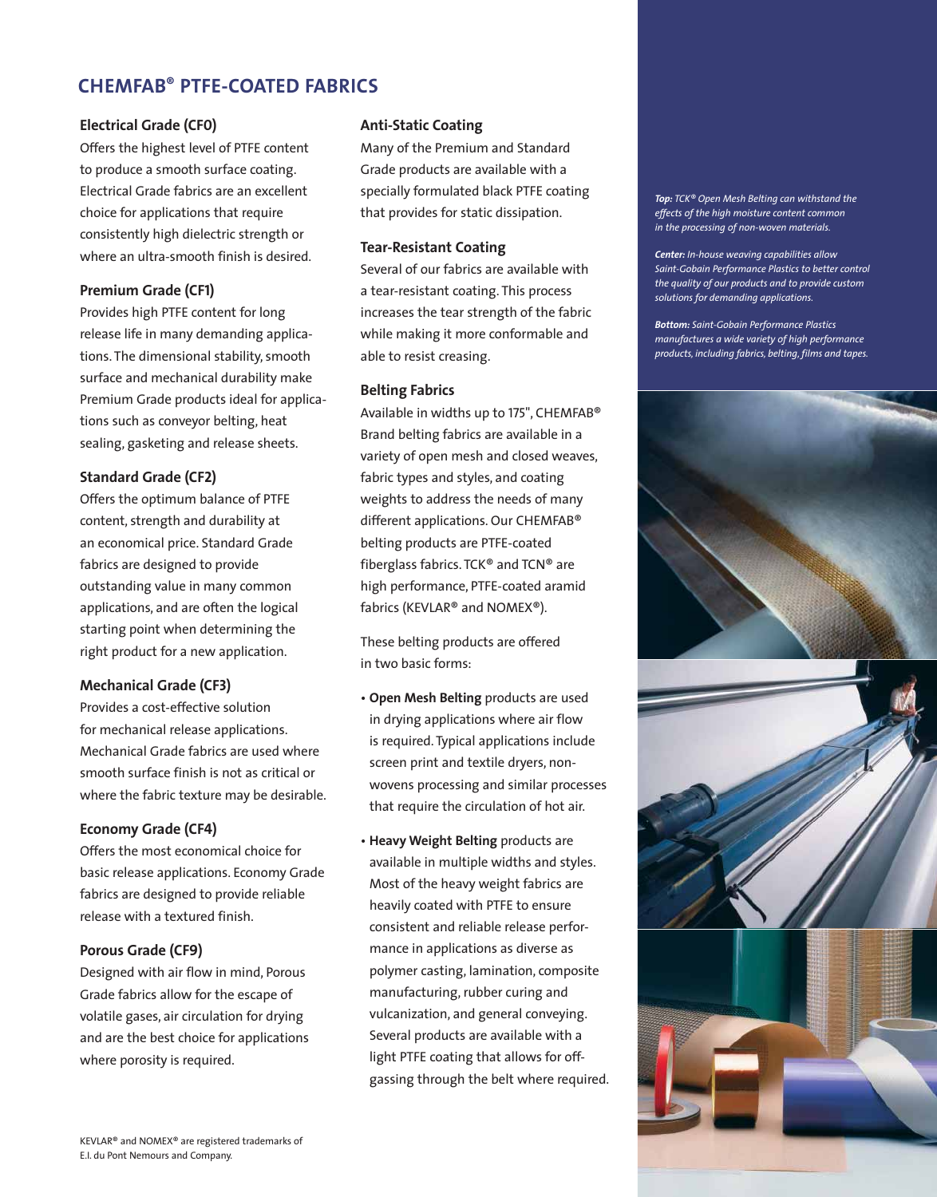## CHEMFAB® PTFE-COATED FABRICS

### Electrical Grade (CF0)

Offers the highest level of PTFE content to produce a smooth surface coating. Electrical Grade fabrics are an excellent choice for applications that require consistently high dielectric strength or where an ultra-smooth finish is desired.

### Premium Grade (CF1)

Provides high PTFE content for long release life in many demanding applications. The dimensional stability, smooth surface and mechanical durability make Premium Grade products ideal for applications such as conveyor belting, heat sealing, gasketing and release sheets.

### Standard Grade (CF2)

Offers the optimum balance of PTFE content, strength and durability at an economical price. Standard Grade fabrics are designed to provide outstanding value in many common applications, and are often the logical starting point when determining the right product for a new application.

### Mechanical Grade (CF3)

Provides a cost-effective solution for mechanical release applications. Mechanical Grade fabrics are used where smooth surface finish is not as critical or where the fabric texture may be desirable.

### Economy Grade (CF4)

Offers the most economical choice for basic release applications. Economy Grade fabrics are designed to provide reliable release with a textured finish.

### Porous Grade (CF9)

Designed with air flow in mind, Porous Grade fabrics allow for the escape of volatile gases, air circulation for drying and are the best choice for applications where porosity is required.

KEVLAR® and NOMEX® are registered trademarks of E.I. du Pont Nemours and Company.

### Anti-Static Coating

Many of the Premium and Standard Grade products are available with a specially formulated black PTFE coating that provides for static dissipation.

### Tear-Resistant Coating

Several of our fabrics are available with a tear-resistant coating. This process increases the tear strength of the fabric while making it more conformable and able to resist creasing.

### Belting Fabrics

Available in widths up to 175", CHEMFAB® Brand belting fabrics are available in a variety of open mesh and closed weaves, fabric types and styles, and coating weights to address the needs of many different applications. Our CHEMFAB® belting products are PTFE-coated fiberglass fabrics. TCK® and TCN® are high performance, PTFE-coated aramid fabrics (KEVLAR® and NOMEX®).

These belting products are offered in two basic forms:

- **Open Mesh Belting** products are used in drying applications where air flow is required. Typical applications include screen print and textile dryers, nonwovens processing and similar processes that require the circulation of hot air.
- **Heavy Weight Belting** products are available in multiple widths and styles. Most of the heavy weight fabrics are heavily coated with PTFE to ensure consistent and reliable release performance in applications as diverse as polymer casting, lamination, composite manufacturing, rubber curing and vulcanization, and general conveying. Several products are available with a light PTFE coating that allows for off-gassing through the belt where required.

***Top:** TCK® Open Mesh Belting can withstand the effects of the high moisture content common in the processing of non-woven materials.*

***Center:** In-house weaving capabilities allow Saint-Gobain Performance Plastics to better control the quality of our products and to provide custom solutions for demanding applications.*

***Bottom:** Saint-Gobain Performance Plastics manufactures a wide variety of high performance products, including fabrics, belting, films and tapes.*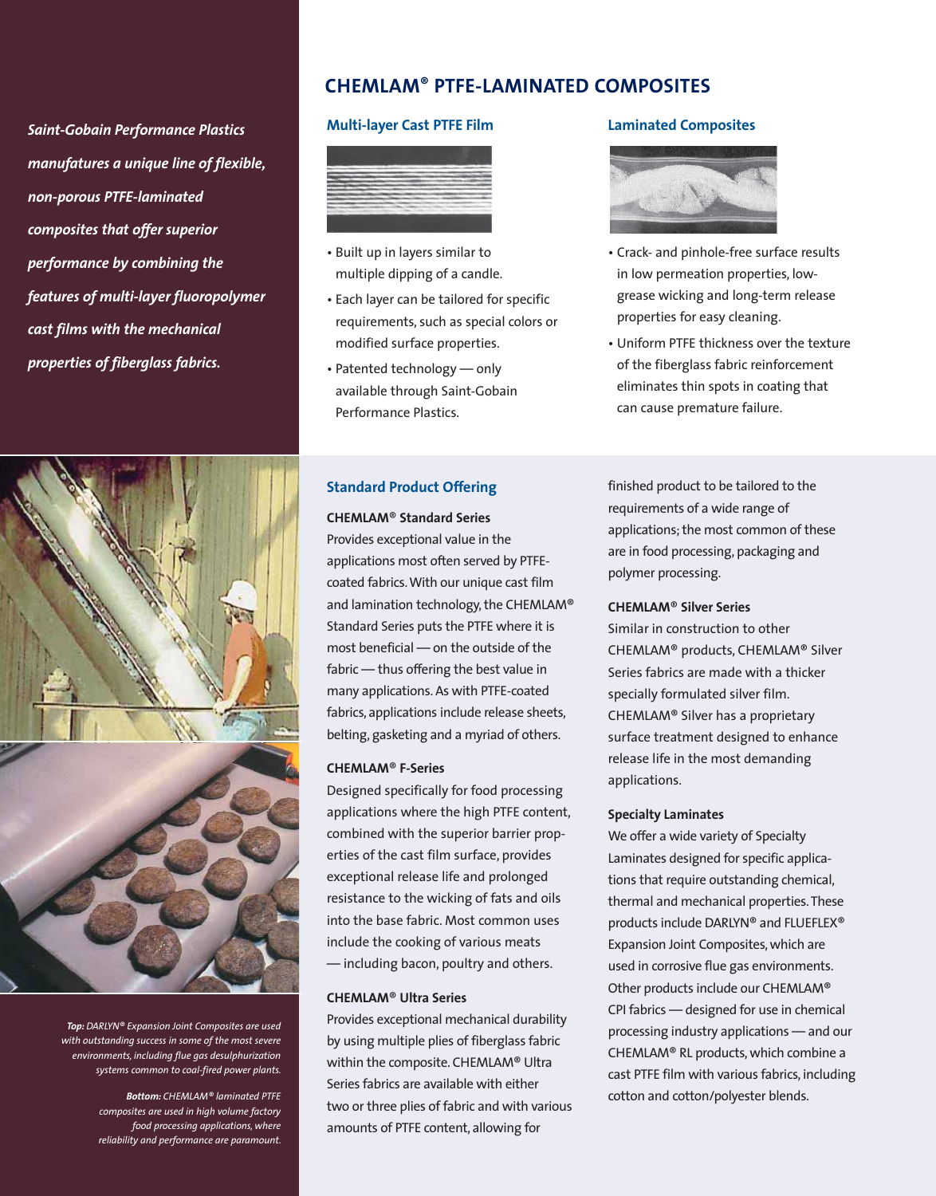*Saint-Gobain Performance Plastics manufactures a unique line of flexible, non-porous PTFE-laminated composites that offer superior performance by combining the features of multi-layer fluoropolymer cast films with the mechanical properties of fiberglass fabrics.*

# CHEMLAM® PTFE-LAMINATED COMPOSITES

## Multi-layer Cast PTFE Film

- Built up in layers similar to multiple dipping of a candle.
- Each layer can be tailored for specific requirements, such as special colors or modified surface properties.
- Patented technology — only available through Saint-Gobain Performance Plastics.

## Laminated Composites

- Crack- and pinhole-free surface results in low permeation properties, low-grease wicking and long-term release properties for easy cleaning.
- Uniform PTFE thickness over the texture of the fiberglass fabric reinforcement eliminates thin spots in coating that can cause premature failure.

## Standard Product Offering

**CHEMLAM® Standard Series**

Provides exceptional value in the applications most often served by PTFE-coated fabrics. With our unique cast film and lamination technology, the CHEMLAM® Standard Series puts the PTFE where it is most beneficial — on the outside of the fabric — thus offering the best value in many applications. As with PTFE-coated fabrics, applications include release sheets, belting, gasketing and a myriad of others.

**CHEMLAM® F-Series**

Designed specifically for food processing applications where the high PTFE content, combined with the superior barrier properties of the cast film surface, provides exceptional release life and prolonged resistance to the wicking of fats and oils into the base fabric. Most common uses include the cooking of various meats — including bacon, poultry and others.

**CHEMLAM® Ultra Series**

Provides exceptional mechanical durability by using multiple plies of fiberglass fabric within the composite. CHEMLAM® Ultra Series fabrics are available with either two or three plies of fabric and with various amounts of PTFE content, allowing for finished product to be tailored to the requirements of a wide range of applications; the most common of these are in food processing, packaging and polymer processing.

**CHEMLAM® Silver Series**

Similar in construction to other CHEMLAM® products, CHEMLAM® Silver Series fabrics are made with a thicker specially formulated silver film. CHEMLAM® Silver has a proprietary surface treatment designed to enhance release life in the most demanding applications.

**Specialty Laminates**

We offer a wide variety of Specialty Laminates designed for specific applications that require outstanding chemical, thermal and mechanical properties. These products include DARLYN® and FLUEFLEX® Expansion Joint Composites, which are used in corrosive flue gas environments. Other products include our CHEMLAM® CPI fabrics — designed for use in chemical processing industry applications — and our CHEMLAM® RL products, which combine a cast PTFE film with various fabrics, including cotton and cotton/polyester blends.

***Top:*** *DARLYN® Expansion Joint Composites are used with outstanding success in some of the most severe environments, including flue gas desulphurization systems common to coal-fired power plants.*

***Bottom:*** *CHEMLAM® laminated PTFE composites are used in high volume factory food processing applications, where reliability and performance are paramount.*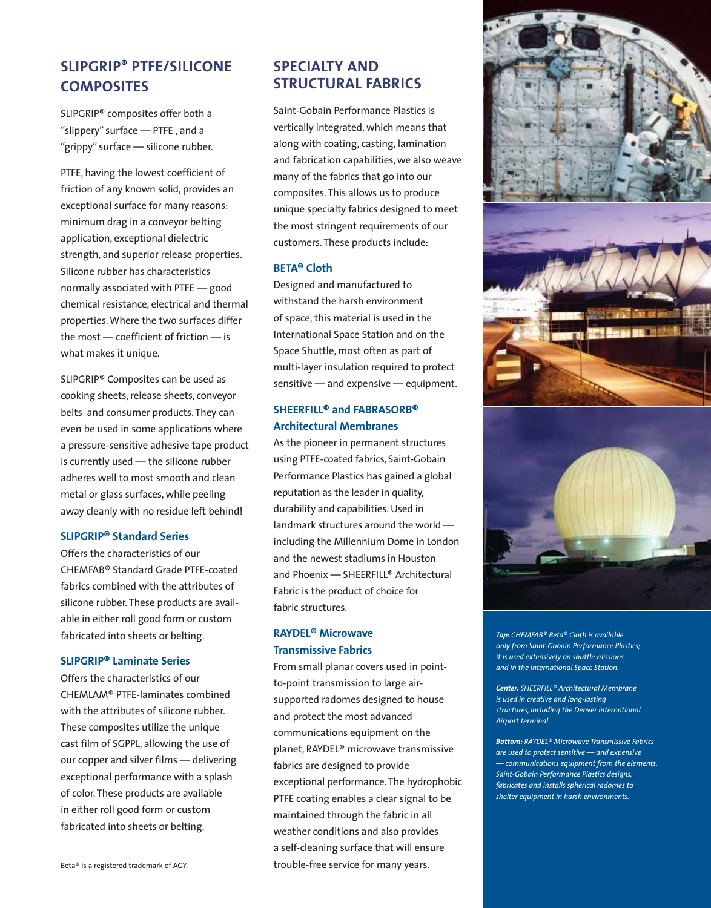## SLIPGRIP® PTFE/SILICONE COMPOSITES

SLIPGRIP® composites offer both a "slippery" surface — PTFE , and a "grippy" surface — silicone rubber.

PTFE, having the lowest coefficient of friction of any known solid, provides an exceptional surface for many reasons: minimum drag in a conveyor belting application, exceptional dielectric strength, and superior release properties. Silicone rubber has characteristics normally associated with PTFE — good chemical resistance, electrical and thermal properties. Where the two surfaces differ the most — coefficient of friction — is what makes it unique.

SLIPGRIP® Composites can be used as cooking sheets, release sheets, conveyor belts and consumer products. They can even be used in some applications where a pressure-sensitive adhesive tape product is currently used — the silicone rubber adheres well to most smooth and clean metal or glass surfaces, while peeling away cleanly with no residue left behind!

### SLIPGRIP® Standard Series

Offers the characteristics of our CHEMFAB® Standard Grade PTFE-coated fabrics combined with the attributes of silicone rubber. These products are available in either roll good form or custom fabricated into sheets or belting.

### SLIPGRIP® Laminate Series

Offers the characteristics of our CHEMLAM® PTFE-laminates combined with the attributes of silicone rubber. These composites utilize the unique cast film of SGPPL, allowing the use of our copper and silver films — delivering exceptional performance with a splash of color. These products are available in either roll good form or custom fabricated into sheets or belting.

Beta® is a registered trademark of AGY.

## SPECIALTY AND STRUCTURAL FABRICS

Saint-Gobain Performance Plastics is vertically integrated, which means that along with coating, casting, lamination and fabrication capabilities, we also weave many of the fabrics that go into our composites. This allows us to produce unique specialty fabrics designed to meet the most stringent requirements of our customers. These products include:

### BETA® Cloth

Designed and manufactured to withstand the harsh environment of space, this material is used in the International Space Station and on the Space Shuttle, most often as part of multi-layer insulation required to protect sensitive — and expensive — equipment.

### SHEERFILL® and FABRASORB® Architectural Membranes

As the pioneer in permanent structures using PTFE-coated fabrics, Saint-Gobain Performance Plastics has gained a global reputation as the leader in quality, durability and capabilities. Used in landmark structures around the world — including the Millennium Dome in London and the newest stadiums in Houston and Phoenix — SHEERFILL® Architectural Fabric is the product of choice for fabric structures.

### RAYDEL® Microwave Transmissive Fabrics

From small planar covers used in point-to-point transmission to large air-supported radomes designed to house and protect the most advanced communications equipment on the planet, RAYDEL® microwave transmissive fabrics are designed to provide exceptional performance. The hydrophobic PTFE coating enables a clear signal to be maintained through the fabric in all weather conditions and also provides a self-cleaning surface that will ensure trouble-free service for many years.

***Top:*** *CHEMFAB® Beta® Cloth is available only from Saint-Gobain Performance Plastics; it is used extensively on shuttle missions and in the International Space Station.*

***Center:*** *SHEERFILL® Architectural Membrane is used in creative and long-lasting structures, including the Denver International Airport terminal.*

***Bottom:*** *RAYDEL® Microwave Transmissive Fabrics are used to protect sensitive — and expensive — communications equipment from the elements. Saint-Gobain Performance Plastics designs, fabricates and installs spherical radomes to shelter equipment in harsh environments.*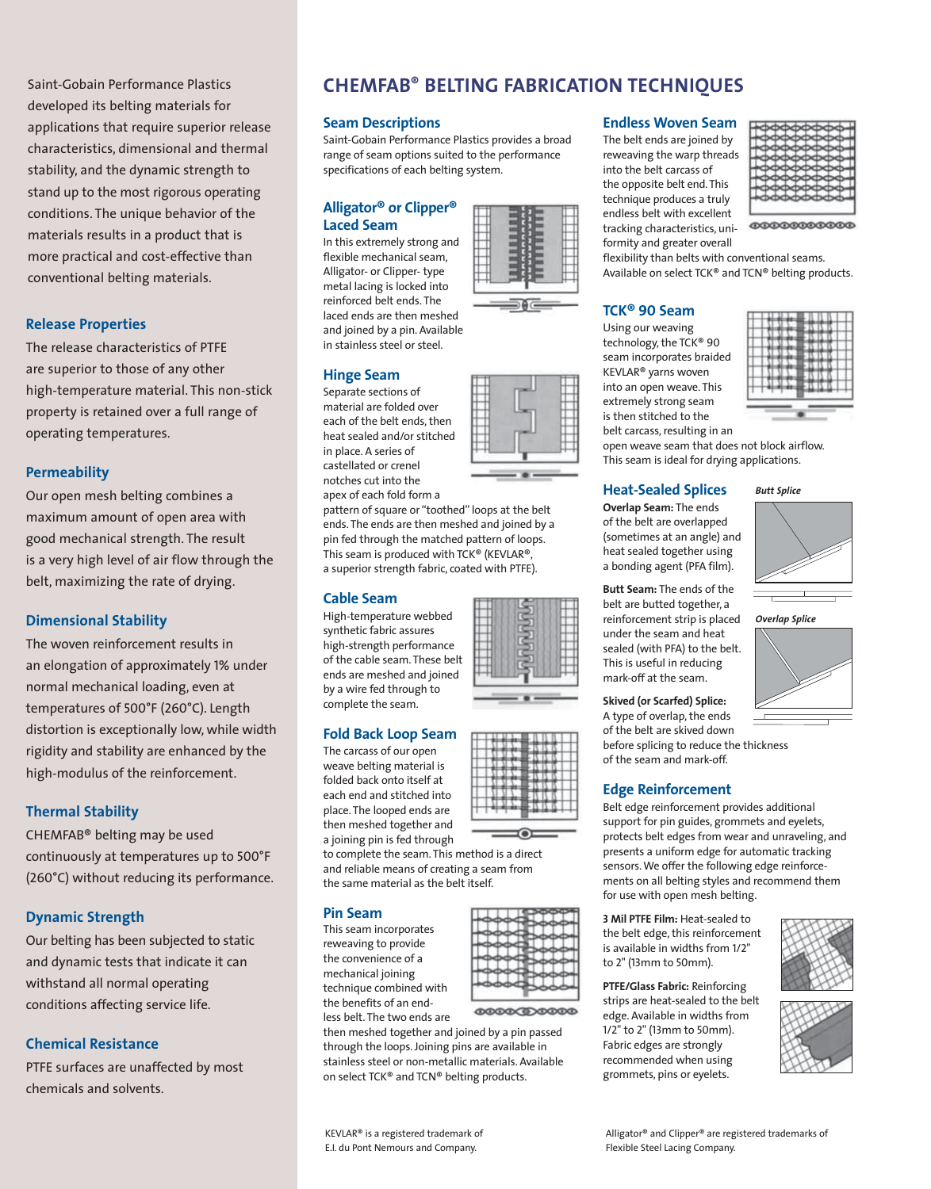Saint-Gobain Performance Plastics developed its belting materials for applications that require superior release characteristics, dimensional and thermal stability, and the dynamic strength to stand up to the most rigorous operating conditions. The unique behavior of the materials results in a product that is more practical and cost-effective than conventional belting materials.

### Release Properties

The release characteristics of PTFE are superior to those of any other high-temperature material. This non-stick property is retained over a full range of operating temperatures.

### Permeability

Our open mesh belting combines a maximum amount of open area with good mechanical strength. The result is a very high level of air flow through the belt, maximizing the rate of drying.

### Dimensional Stability

The woven reinforcement results in an elongation of approximately 1% under normal mechanical loading, even at temperatures of 500°F (260°C). Length distortion is exceptionally low, while width rigidity and stability are enhanced by the high-modulus of the reinforcement.

### Thermal Stability

CHEMFAB® belting may be used continuously at temperatures up to 500°F (260°C) without reducing its performance.

### Dynamic Strength

Our belting has been subjected to static and dynamic tests that indicate it can withstand all normal operating conditions affecting service life.

### Chemical Resistance

PTFE surfaces are unaffected by most chemicals and solvents.

# CHEMFAB® BELTING FABRICATION TECHNIQUES

## Seam Descriptions

Saint-Gobain Performance Plastics provides a broad range of seam options suited to the performance specifications of each belting system.

### Alligator® or Clipper® Laced Seam

In this extremely strong and flexible mechanical seam, Alligator- or Clipper- type metal lacing is locked into reinforced belt ends. The laced ends are then meshed and joined by a pin. Available in stainless steel or steel.

### Hinge Seam

Separate sections of material are folded over each of the belt ends, then heat sealed and/or stitched in place. A series of castellated or crenel notches cut into the apex of each fold form a pattern of square or "toothed" loops at the belt ends. The ends are then meshed and joined by a pin fed through the matched pattern of loops. This seam is produced with TCK® (KEVLAR®, a superior strength fabric, coated with PTFE).

### Cable Seam

High-temperature webbed synthetic fabric assures high-strength performance of the cable seam. These belt ends are meshed and joined by a wire fed through to complete the seam.

### Fold Back Loop Seam

The carcass of our open weave belting material is folded back onto itself at each end and stitched into place. The looped ends are then meshed together and a joining pin is fed through to complete the seam. This method is a direct and reliable means of creating a seam from the same material as the belt itself.

### Pin Seam

This seam incorporates reweaving to provide the convenience of a mechanical joining technique combined with the benefits of an endless belt. The two ends are then meshed together and joined by a pin passed through the loops. Joining pins are available in stainless steel or non-metallic materials. Available on select TCK® and TCN® belting products.

### Endless Woven Seam

The belt ends are joined by reweaving the warp threads into the belt carcass of the opposite belt end. This technique produces a truly endless belt with excellent tracking characteristics, uniformity and greater overall flexibility than belts with conventional seams. Available on select TCK® and TCN® belting products.

### TCK® 90 Seam

Using our weaving technology, the TCK® 90 seam incorporates braided KEVLAR® yarns woven into an open weave. This extremely strong seam is then stitched to the belt carcass, resulting in an open weave seam that does not block airflow. This seam is ideal for drying applications.

### Heat-Sealed Splices

**Overlap Seam:** The ends of the belt are overlapped (sometimes at an angle) and heat sealed together using a bonding agent (PFA film).

**Butt Seam:** The ends of the belt are butted together, a reinforcement strip is placed under the seam and heat sealed (with PFA) to the belt. This is useful in reducing mark-off at the seam.

**Skived (or Scarfed) Splice:** A type of overlap, the ends of the belt are skived down before splicing to reduce the thickness of the seam and mark-off.

*Butt Splice*

*Overlap Splice*

### Edge Reinforcement

Belt edge reinforcement provides additional support for pin guides, grommets and eyelets, protects belt edges from wear and unraveling, and presents a uniform edge for automatic tracking sensors. We offer the following edge reinforcements on all belting styles and recommend them for use with open mesh belting.

**3 Mil PTFE Film:** Heat-sealed to the belt edge, this reinforcement is available in widths from 1/2" to 2" (13mm to 50mm).

**PTFE/Glass Fabric:** Reinforcing strips are heat-sealed to the belt edge. Available in widths from 1/2" to 2" (13mm to 50mm). Fabric edges are strongly recommended when using grommets, pins or eyelets.

KEVLAR® is a registered trademark of E.I. du Pont Nemours and Company.

Alligator® and Clipper® are registered trademarks of Flexible Steel Lacing Company.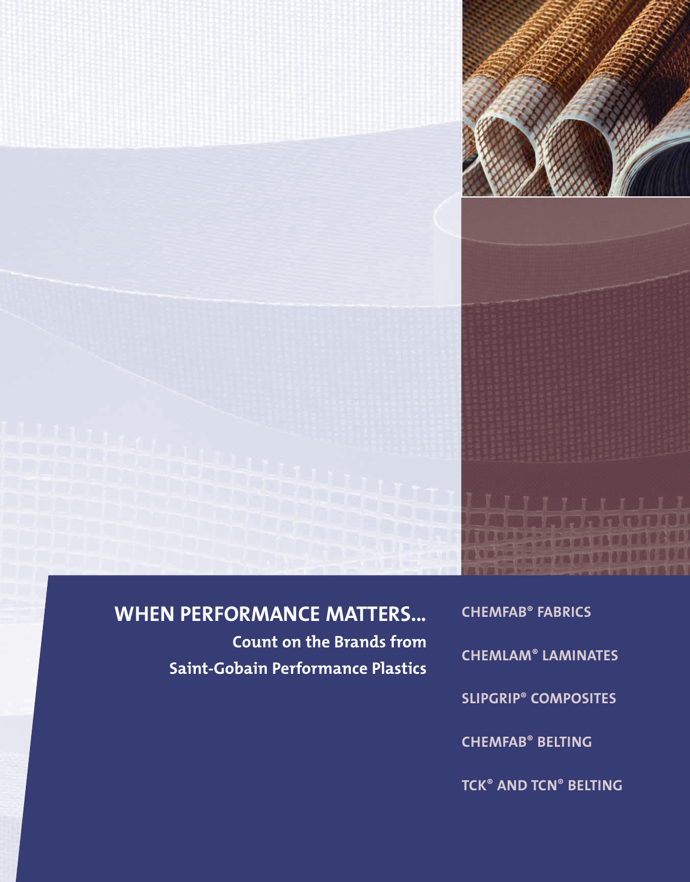## WHEN PERFORMANCE MATTERS...

**Count on the Brands from Saint-Gobain Performance Plastics**

**CHEMFAB® FABRICS**

**CHEMLAM® LAMINATES**

**SLIPGRIP® COMPOSITES**

**CHEMFAB® BELTING**

**TCK® AND TCN® BELTING**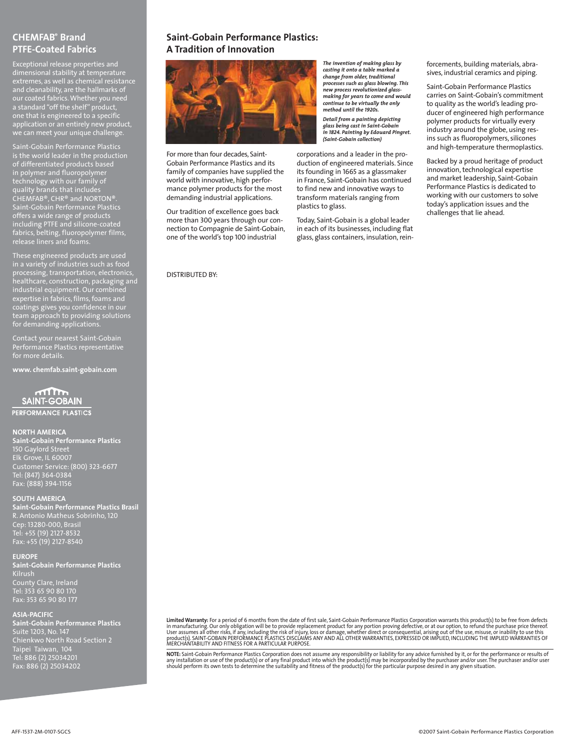## CHEMFAB® Brand PTFE-Coated Fabrics

Exceptional release properties and dimensional stability at temperature extremes, as well as chemical resistance and cleanability, are the hallmarks of our coated fabrics. Whether you need a standard "off the shelf" product, one that is engineered to a specific application or an entirely new product, we can meet your unique challenge.

Saint-Gobain Performance Plastics is the world leader in the production of differentiated products based in polymer and fluoropolymer technology with our family of quality brands that includes CHEMFAB®, CHR® and NORTON®. Saint-Gobain Performance Plastics offers a wide range of products including PTFE and silicone-coated fabrics, belting, fluoropolymer films, release liners and foams.

These engineered products are used in a variety of industries such as food processing, transportation, electronics, healthcare, construction, packaging and industrial equipment. Our combined expertise in fabrics, films, foams and coatings gives you confidence in our team approach to providing solutions for demanding applications.

Contact your nearest Saint-Gobain Performance Plastics representative for more details.

**www. chemfab.saint-gobain.com**

SAINT-GOBAIN
PERFORMANCE PLASTICS

**NORTH AMERICA**
**Saint-Gobain Performance Plastics**
150 Gaylord Street
Elk Grove, IL 60007
Customer Service: (800) 323-6677
Tel: (847) 364-0384
Fax: (888) 394-1156

**SOUTH AMERICA**
**Saint-Gobain Performance Plastics Brasil**
R. Antonio Matheus Sobrinho, 120
Cep: 13280-000, Brasil
Tel: +55 (19) 2127-8532
Fax: +55 (19) 2127-8540

**EUROPE**
**Saint-Gobain Performance Plastics**
Kilrush
County Clare, Ireland
Tel: 353 65 90 80 170
Fax: 353 65 90 80 177

**ASIA-PACIFIC**
**Saint-Gobain Performance Plastics**
Suite 1203, No. 147
Chienkwo North Road Section 2
Taipei Taiwan, 104
Tel: 886 (2) 25034201
Fax: 886 (2) 25034202

## Saint-Gobain Performance Plastics: A Tradition of Innovation

***The invention of making glass by casting it onto a table marked a change from older, traditional processes such as glass blowing. This new process revolutionized glass-making for years to come and would continue to be virtually the only method until the 1920s.***

***Detail from a painting depicting glass being cast in Saint-Gobain in 1824. Painting by Edouard Pingret. (Saint-Gobain collection)***

For more than four decades, Saint-Gobain Performance Plastics and its family of companies have supplied the world with innovative, high performance polymer products for the most demanding industrial applications.

Our tradition of excellence goes back more than 300 years through our connection to Compagnie de Saint-Gobain, one of the world's top 100 industrial corporations and a leader in the production of engineered materials. Since its founding in 1665 as a glassmaker in France, Saint-Gobain has continued to find new and innovative ways to transform materials ranging from plastics to glass.

Today, Saint-Gobain is a global leader in each of its businesses, including flat glass, glass containers, insulation, reinforcements, building materials, abrasives, industrial ceramics and piping.

Saint-Gobain Performance Plastics carries on Saint-Gobain's commitment to quality as the world's leading producer of engineered high performance polymer products for virtually every industry around the globe, using resins such as fluoropolymers, silicones and high-temperature thermoplastics.

Backed by a proud heritage of product innovation, technological expertise and market leadership, Saint-Gobain Performance Plastics is dedicated to working with our customers to solve today's application issues and the challenges that lie ahead.

DISTRIBUTED BY:

**Limited Warranty:** For a period of 6 months from the date of first sale, Saint-Gobain Performance Plastics Corporation warrants this product(s) to be free from defects in manufacturing. Our only obligation will be to provide replacement product for any portion proving defective, or at our option, to refund the purchase price thereof. User assumes all other risks, if any, including the risk of injury, loss or damage, whether direct or consequential, arising out of the use, misuse, or inability to use this product(s). SAINT-GOBAIN PERFORMANCE PLASTICS DISCLAIMS ANY AND ALL OTHER WARRANTIES, EXPRESSED OR IMPLIED, INCLUDING THE IMPLIED WARRANTIES OF MERCHANTABILITY AND FITNESS FOR A PARTICULAR PURPOSE.

**NOTE:** Saint-Gobain Performance Plastics Corporation does not assume any responsibility or liability for any advice furnished by it, or for the performance or results of any installation or use of the product(s) or of any final product into which the product(s) may be incorporated by the purchaser and/or user. The purchaser and/or user should perform its own tests to determine the suitability and fitness of the product(s) for the particular purpose desired in any given situation.

AFF-1537-2M-0107-SGCS

©2007 Saint-Gobain Performance Plastics Corporation